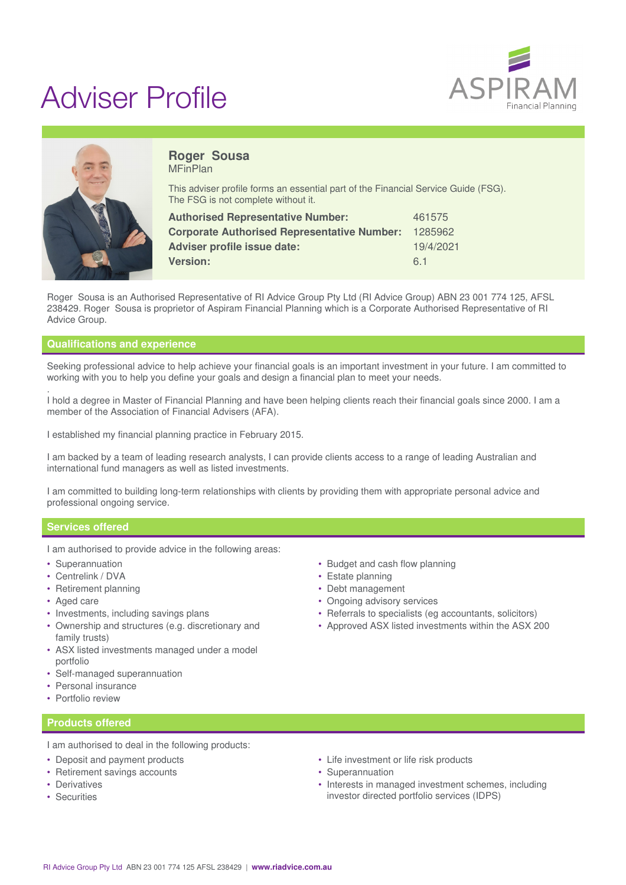# Adviser Profile

ASPIRAM Financial Planning

## Roger Sousa

MFinPlan

This adviser profile forms an essential part of the Financial Service Guide (FSG). The FSG is not complete without it.

| | |
|---|---|
| **Authorised Representative Number:** | 461575 |
| **Corporate Authorised Representative Number:** | 1285962 |
| **Adviser profile issue date:** | 19/4/2021 |
| **Version:** | 6.1 |

Roger Sousa is an Authorised Representative of RI Advice Group Pty Ltd (RI Advice Group) ABN 23 001 774 125, AFSL 238429. Roger Sousa is proprietor of Aspiram Financial Planning which is a Corporate Authorised Representative of RI Advice Group.

## Qualifications and experience

Seeking professional advice to help achieve your financial goals is an important investment in your future. I am committed to working with you to help you define your goals and design a financial plan to meet your needs.

.

I hold a degree in Master of Financial Planning and have been helping clients reach their financial goals since 2000. I am a member of the Association of Financial Advisers (AFA).

I established my financial planning practice in February 2015.

I am backed by a team of leading research analysts, I can provide clients access to a range of leading Australian and international fund managers as well as listed investments.

I am committed to building long-term relationships with clients by providing them with appropriate personal advice and professional ongoing service.

## Services offered

I am authorised to provide advice in the following areas:

- Superannuation
- Centrelink / DVA
- Retirement planning
- Aged care
- Investments, including savings plans
- Ownership and structures (e.g. discretionary and family trusts)
- ASX listed investments managed under a model portfolio
- Self-managed superannuation
- Personal insurance
- Portfolio review
- Budget and cash flow planning
- Estate planning
- Debt management
- Ongoing advisory services
- Referrals to specialists (eg accountants, solicitors)
- Approved ASX listed investments within the ASX 200

## Products offered

I am authorised to deal in the following products:

- Deposit and payment products
- Retirement savings accounts
- Derivatives
- Securities
- Life investment or life risk products
- Superannuation
- Interests in managed investment schemes, including investor directed portfolio services (IDPS)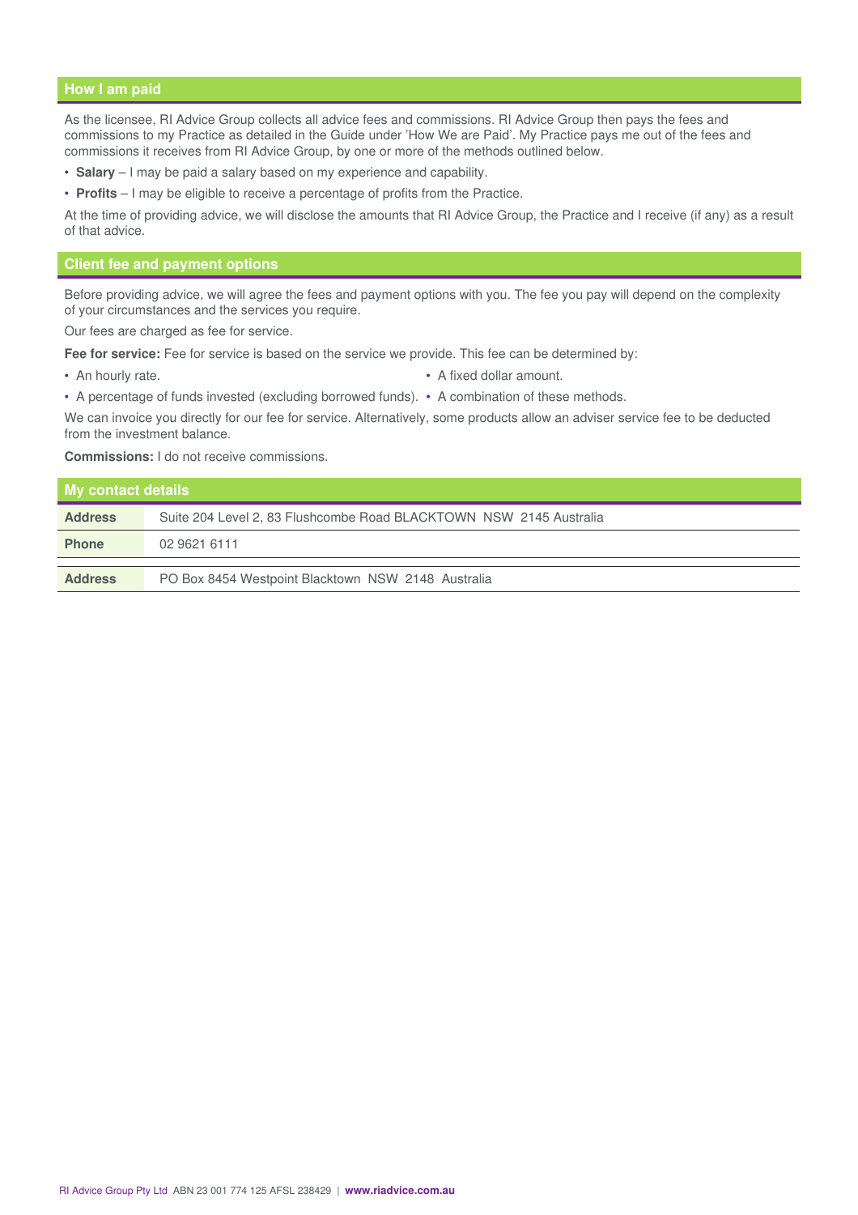## How I am paid

As the licensee, RI Advice Group collects all advice fees and commissions. RI Advice Group then pays the fees and commissions to my Practice as detailed in the Guide under 'How We are Paid'. My Practice pays me out of the fees and commissions it receives from RI Advice Group, by one or more of the methods outlined below.

- **Salary** – I may be paid a salary based on my experience and capability.
- **Profits** – I may be eligible to receive a percentage of profits from the Practice.

At the time of providing advice, we will disclose the amounts that RI Advice Group, the Practice and I receive (if any) as a result of that advice.

## Client fee and payment options

Before providing advice, we will agree the fees and payment options with you. The fee you pay will depend on the complexity of your circumstances and the services you require.

Our fees are charged as fee for service.

**Fee for service:** Fee for service is based on the service we provide. This fee can be determined by:

- An hourly rate.
- A fixed dollar amount.
- A percentage of funds invested (excluding borrowed funds).
- A combination of these methods.

We can invoice you directly for our fee for service. Alternatively, some products allow an adviser service fee to be deducted from the investment balance.

**Commissions:** I do not receive commissions.

## My contact details

| | |
|---|---|
| **Address** | Suite 204 Level 2, 83 Flushcombe Road BLACKTOWN NSW 2145 Australia |
| **Phone** | 02 9621 6111 |
| **Address** | PO Box 8454 Westpoint Blacktown NSW 2148 Australia |

RI Advice Group Pty Ltd ABN 23 001 774 125 AFSL 238429 | **www.riadvice.com.au**